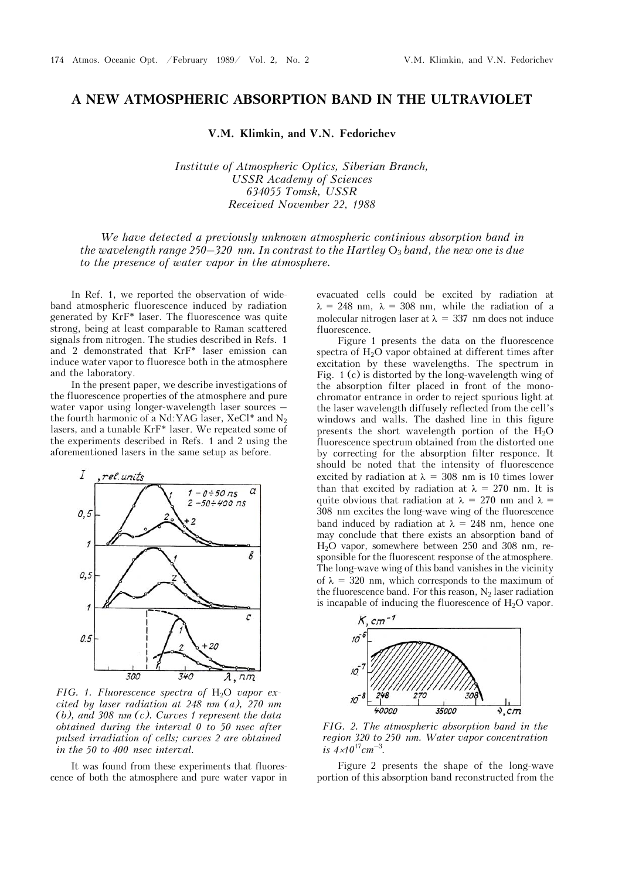# A NEW ATMOSPHERIC ABSORPTION BAND IN THE ULTRAVIOLET

**V.M. Klimkin, and V.N. Fedorichev**

*Institute of Atmospheric Optics, Siberian Branch,*
*USSR Academy of Sciences*
*634055 Tomsk, USSR*
*Received November 22, 1988*

*We have detected a previously unknown atmospheric continious absorption band in the wavelength range 250–320 nm. In contrast to the Hartley $O_3$ band, the new one is due to the presence of water vapor in the atmosphere.*

In Ref. 1, we reported the observation of wide-band atmospheric fluorescence induced by radiation generated by KrF* laser. The fluorescence was quite strong, being at least comparable to Raman scattered signals from nitrogen. The studies described in Refs. 1 and 2 demonstrated that KrF* laser emission can induce water vapor to fluoresce both in the atmosphere and the laboratory.

In the present paper, we describe investigations of the fluorescence properties of the atmosphere and pure water vapor using longer-wavelength laser sources — the fourth harmonic of a Nd:YAG laser, XeCl* and $N_2$ lasers, and a tunable KrF* laser. We repeated some of the experiments described in Refs. 1 and 2 using the aforementioned lasers in the same setup as before.

*FIG. 1. Fluorescence spectra of $H_2O$ vapor excited by laser radiation at 248 nm (a), 270 nm (b), and 308 nm (c). Curves 1 represent the data obtained during the interval 0 to 50 nsec after pulsed irradiation of cells; curves 2 are obtained in the 50 to 400 nsec interval.*

It was found from these experiments that fluorescence of both the atmosphere and pure water vapor in evacuated cells could be excited by radiation at $\lambda$ = 248 nm, $\lambda$ = 308 nm, while the radiation of a molecular nitrogen laser at $\lambda$ = 337 nm does not induce fluorescence.

Figure 1 presents the data on the fluorescence spectra of $H_2O$ vapor obtained at different times after excitation by these wavelengths. The spectrum in Fig. 1 (c) is distorted by the long-wavelength wing of the absorption filter placed in front of the monochromator entrance in order to reject spurious light at the laser wavelength diffusely reflected from the cell's windows and walls. The dashed line in this figure presents the short wavelength portion of the $H_2O$ fluorescence spectrum obtained from the distorted one by correcting for the absorption filter responce. It should be noted that the intensity of fluorescence excited by radiation at $\lambda$ = 308 nm is 10 times lower than that excited by radiation at $\lambda$ = 270 nm. It is quite obvious that radiation at $\lambda$ = 270 nm and $\lambda$ = 308 nm excites the long-wave wing of the fluorescence band induced by radiation at $\lambda$ = 248 nm, hence one may conclude that there exists an absorption band of $H_2O$ vapor, somewhere between 250 and 308 nm, responsible for the fluorescent response of the atmosphere. The long-wave wing of this band vanishes in the vicinity of $\lambda$ = 320 nm, which corresponds to the maximum of the fluorescence band. For this reason, $N_2$ laser radiation is incapable of inducing the fluorescence of $H_2O$ vapor.

*FIG. 2. The atmospheric absorption band in the region 320 to 250 nm. Water vapor concentration is $4\times10^{17}cm^{-3}$.*

Figure 2 presents the shape of the long-wave portion of this absorption band reconstructed from the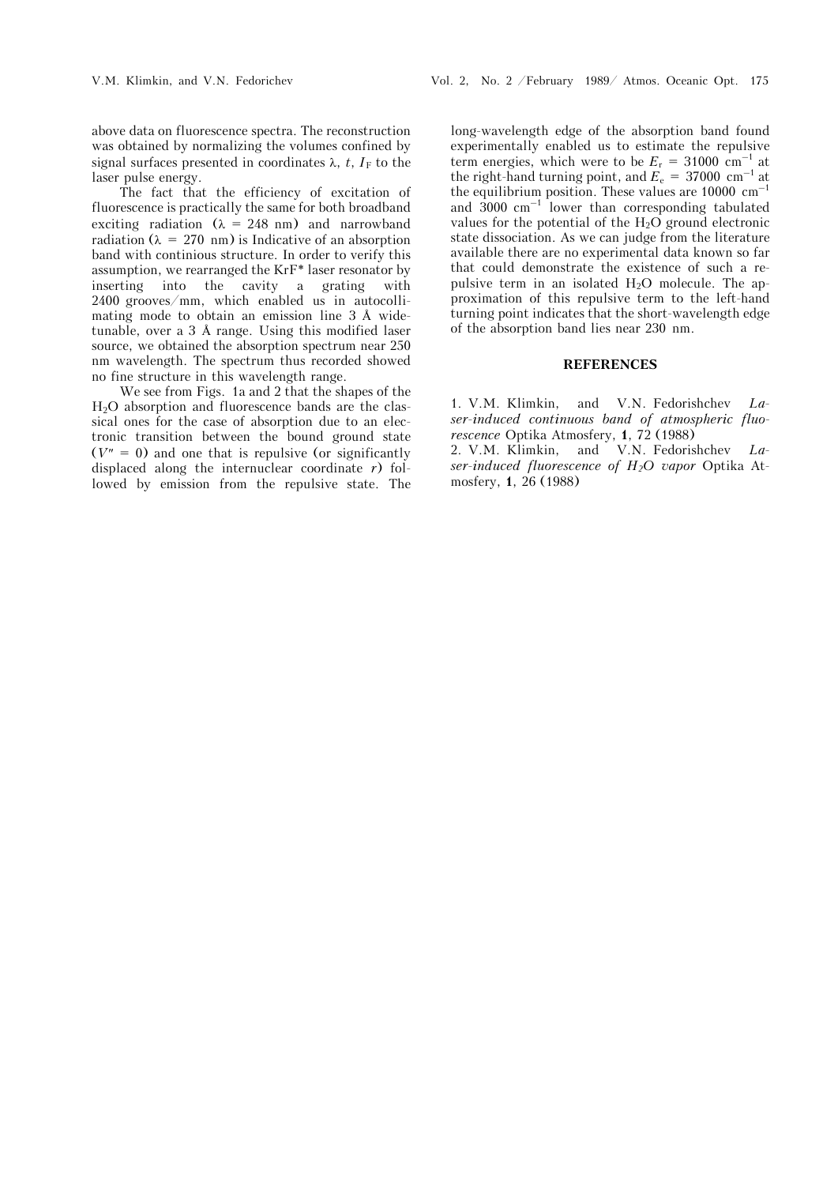above data on fluorescence spectra. The reconstruction was obtained by normalizing the volumes confined by signal surfaces presented in coordinates $\lambda$, $t$, $I_F$ to the laser pulse energy.

The fact that the efficiency of excitation of fluorescence is practically the same for both broadband exciting radiation ($\lambda$ = 248 nm) and narrowband radiation ($\lambda$ = 270 nm) is Indicative of an absorption band with continious structure. In order to verify this assumption, we rearranged the KrF* laser resonator by inserting into the cavity a grating with 2400 grooves/mm, which enabled us in autocollimating mode to obtain an emission line 3 Å wide-tunable, over a 3 Å range. Using this modified laser source, we obtained the absorption spectrum near 250 nm wavelength. The spectrum thus recorded showed no fine structure in this wavelength range.

We see from Figs. 1a and 2 that the shapes of the $H_2O$ absorption and fluorescence bands are the classical ones for the case of absorption due to an electronic transition between the bound ground state ($V'' = 0$) and one that is repulsive (or significantly displaced along the internuclear coordinate $r$) followed by emission from the repulsive state. The long-wavelength edge of the absorption band found experimentally enabled us to estimate the repulsive term energies, which were to be $E_r$ = 31000 cm$^{-1}$ at the right-hand turning point, and $E_e$ = 37000 cm$^{-1}$ at the equilibrium position. These values are 10000 cm$^{-1}$ and 3000 cm$^{-1}$ lower than corresponding tabulated values for the potential of the $H_2O$ ground electronic state dissociation. As we can judge from the literature available there are no experimental data known so far that could demonstrate the existence of such a repulsive term in an isolated $H_2O$ molecule. The approximation of this repulsive term to the left-hand turning point indicates that the short-wavelength edge of the absorption band lies near 230 nm.

## REFERENCES

1. V.M. Klimkin, and V.N. Fedorishchev *Laser-induced continuous band of atmospheric fluorescence* Optika Atmosfery, **1**, 72 (1988)
2. V.M. Klimkin, and V.N. Fedorishchev *Laser-induced fluorescence of $H_2O$ vapor* Optika Atmosfery, **1**, 26 (1988)